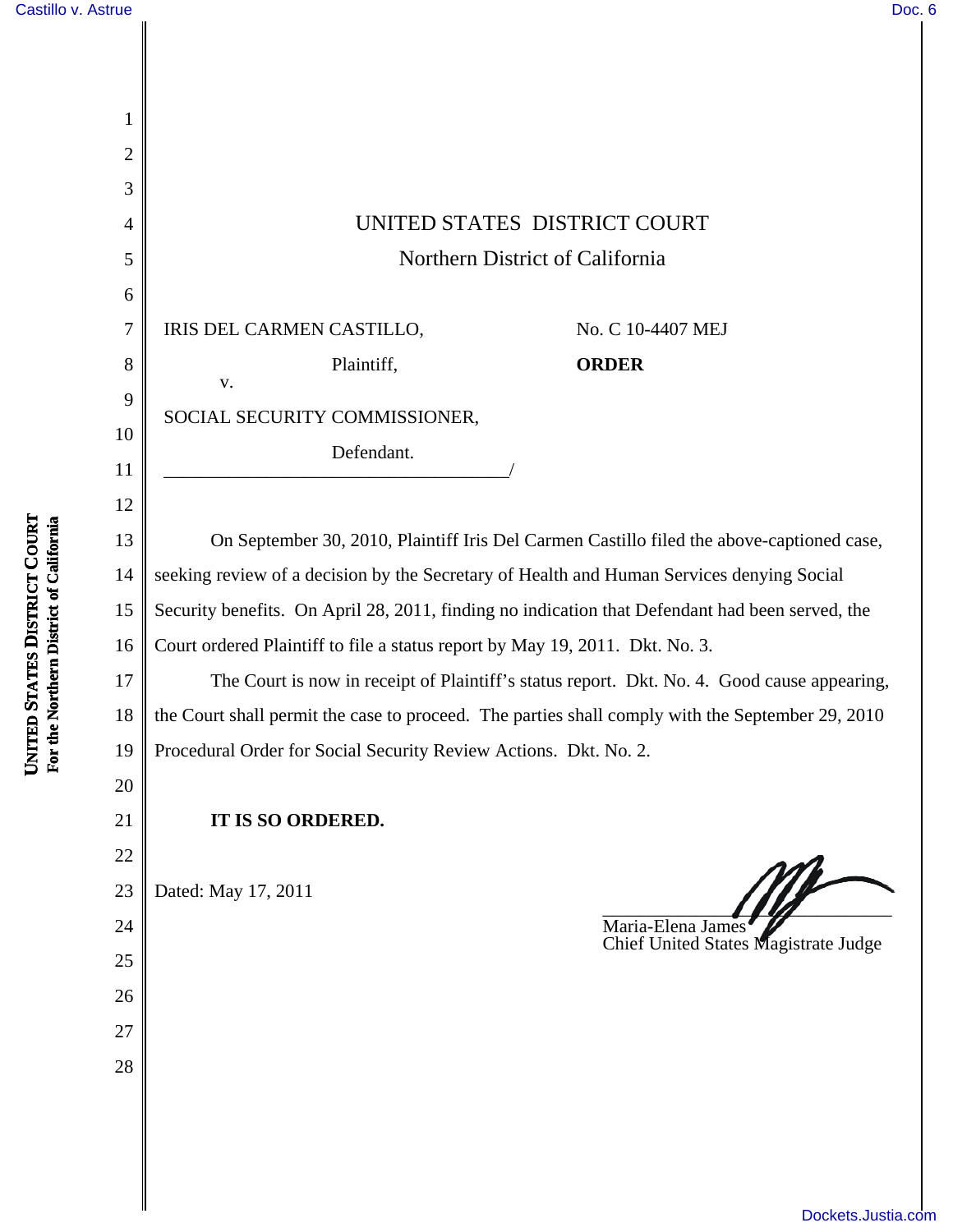# UNITED STATES DISTRICT COURT

## Northern District of California

IRIS DEL CARMEN CASTILLO,

Plaintiff,

v.

SOCIAL SECURITY COMMISSIONER,

Defendant.

_____________________________________/

No. C 10-4407 MEJ

**ORDER**

On September 30, 2010, Plaintiff Iris Del Carmen Castillo filed the above-captioned case, seeking review of a decision by the Secretary of Health and Human Services denying Social Security benefits. On April 28, 2011, finding no indication that Defendant had been served, the Court ordered Plaintiff to file a status report by May 19, 2011. Dkt. No. 3.

The Court is now in receipt of Plaintiff's status report. Dkt. No. 4. Good cause appearing, the Court shall permit the case to proceed. The parties shall comply with the September 29, 2010 Procedural Order for Social Security Review Actions. Dkt. No. 2.

**IT IS SO ORDERED.**

Dated: May 17, 2011

_______________________________

Maria-Elena James
Chief United States Magistrate Judge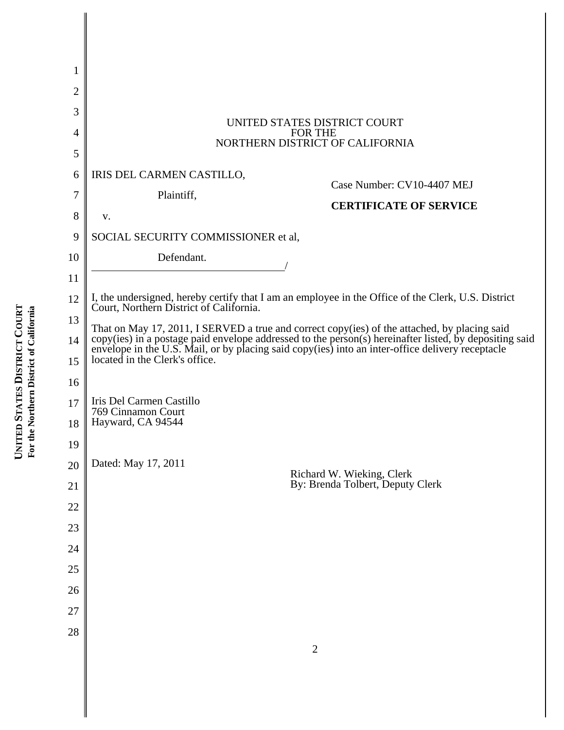UNITED STATES DISTRICT COURT
FOR THE
NORTHERN DISTRICT OF CALIFORNIA

IRIS DEL CARMEN CASTILLO,

Plaintiff,

v.

SOCIAL SECURITY COMMISSIONER et al,

Defendant.
/

Case Number: CV10-4407 MEJ

**CERTIFICATE OF SERVICE**

I, the undersigned, hereby certify that I am an employee in the Office of the Clerk, U.S. District Court, Northern District of California.

That on May 17, 2011, I SERVED a true and correct copy(ies) of the attached, by placing said copy(ies) in a postage paid envelope addressed to the person(s) hereinafter listed, by depositing said envelope in the U.S. Mail, or by placing said copy(ies) into an inter-office delivery receptacle located in the Clerk's office.

Iris Del Carmen Castillo
769 Cinnamon Court
Hayward, CA 94544

Dated: May 17, 2011

Richard W. Wieking, Clerk
By: Brenda Tolbert, Deputy Clerk